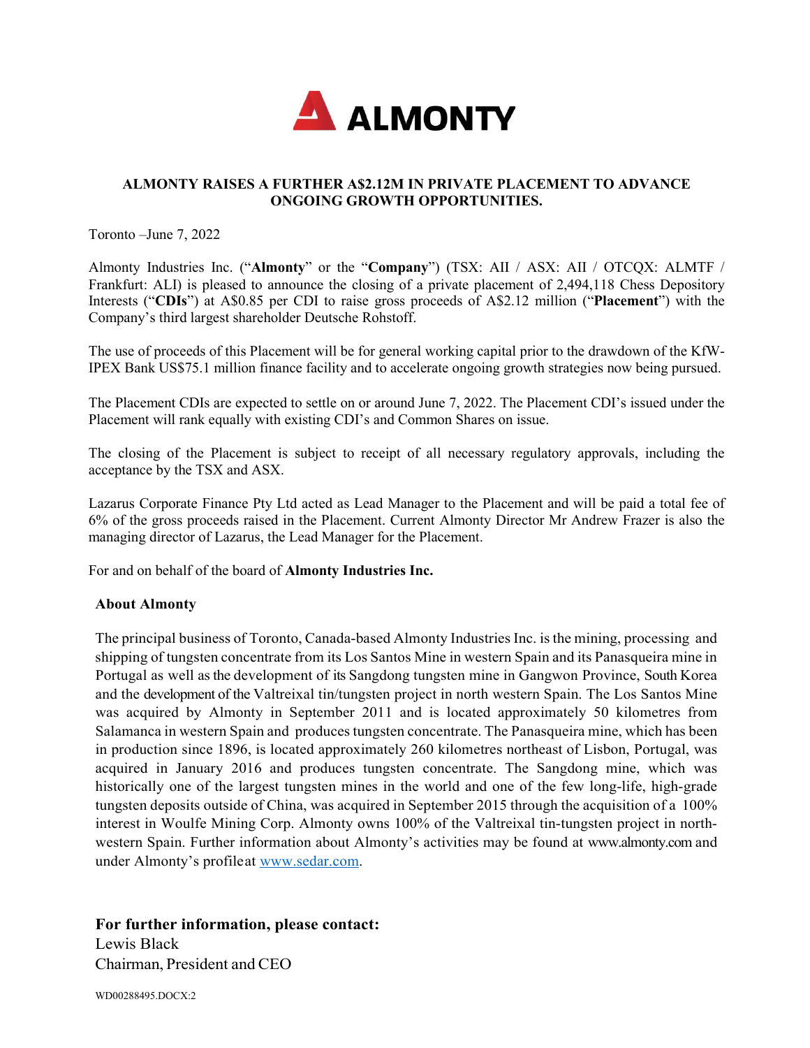# ALMONTY

## ALMONTY RAISES A FURTHER A$2.12M IN PRIVATE PLACEMENT TO ADVANCE ONGOING GROWTH OPPORTUNITIES.

Toronto –June 7, 2022

Almonty Industries Inc. ("**Almonty**" or the "**Company**") (TSX: AII / ASX: AII / OTCQX: ALMTF / Frankfurt: ALI) is pleased to announce the closing of a private placement of 2,494,118 Chess Depository Interests ("**CDIs**") at A$0.85 per CDI to raise gross proceeds of A$2.12 million ("**Placement**") with the Company's third largest shareholder Deutsche Rohstoff.

The use of proceeds of this Placement will be for general working capital prior to the drawdown of the KfW-IPEX Bank US$75.1 million finance facility and to accelerate ongoing growth strategies now being pursued.

The Placement CDIs are expected to settle on or around June 7, 2022. The Placement CDI's issued under the Placement will rank equally with existing CDI's and Common Shares on issue.

The closing of the Placement is subject to receipt of all necessary regulatory approvals, including the acceptance by the TSX and ASX.

Lazarus Corporate Finance Pty Ltd acted as Lead Manager to the Placement and will be paid a total fee of 6% of the gross proceeds raised in the Placement. Current Almonty Director Mr Andrew Frazer is also the managing director of Lazarus, the Lead Manager for the Placement.

For and on behalf of the board of **Almonty Industries Inc.**

**About Almonty**

The principal business of Toronto, Canada-based Almonty Industries Inc. is the mining, processing and shipping of tungsten concentrate from its Los Santos Mine in western Spain and its Panasqueira mine in Portugal as well as the development of its Sangdong tungsten mine in Gangwon Province, South Korea and the development of the Valtreixal tin/tungsten project in north western Spain. The Los Santos Mine was acquired by Almonty in September 2011 and is located approximately 50 kilometres from Salamanca in western Spain and produces tungsten concentrate. The Panasqueira mine, which has been in production since 1896, is located approximately 260 kilometres northeast of Lisbon, Portugal, was acquired in January 2016 and produces tungsten concentrate. The Sangdong mine, which was historically one of the largest tungsten mines in the world and one of the few long-life, high-grade tungsten deposits outside of China, was acquired in September 2015 through the acquisition of a 100% interest in Woulfe Mining Corp. Almonty owns 100% of the Valtreixal tin-tungsten project in north-western Spain. Further information about Almonty's activities may be found at www.almonty.com and under Almonty's profile at [www.sedar.com](www.sedar.com).

**For further information, please contact:**
Lewis Black
Chairman, President and CEO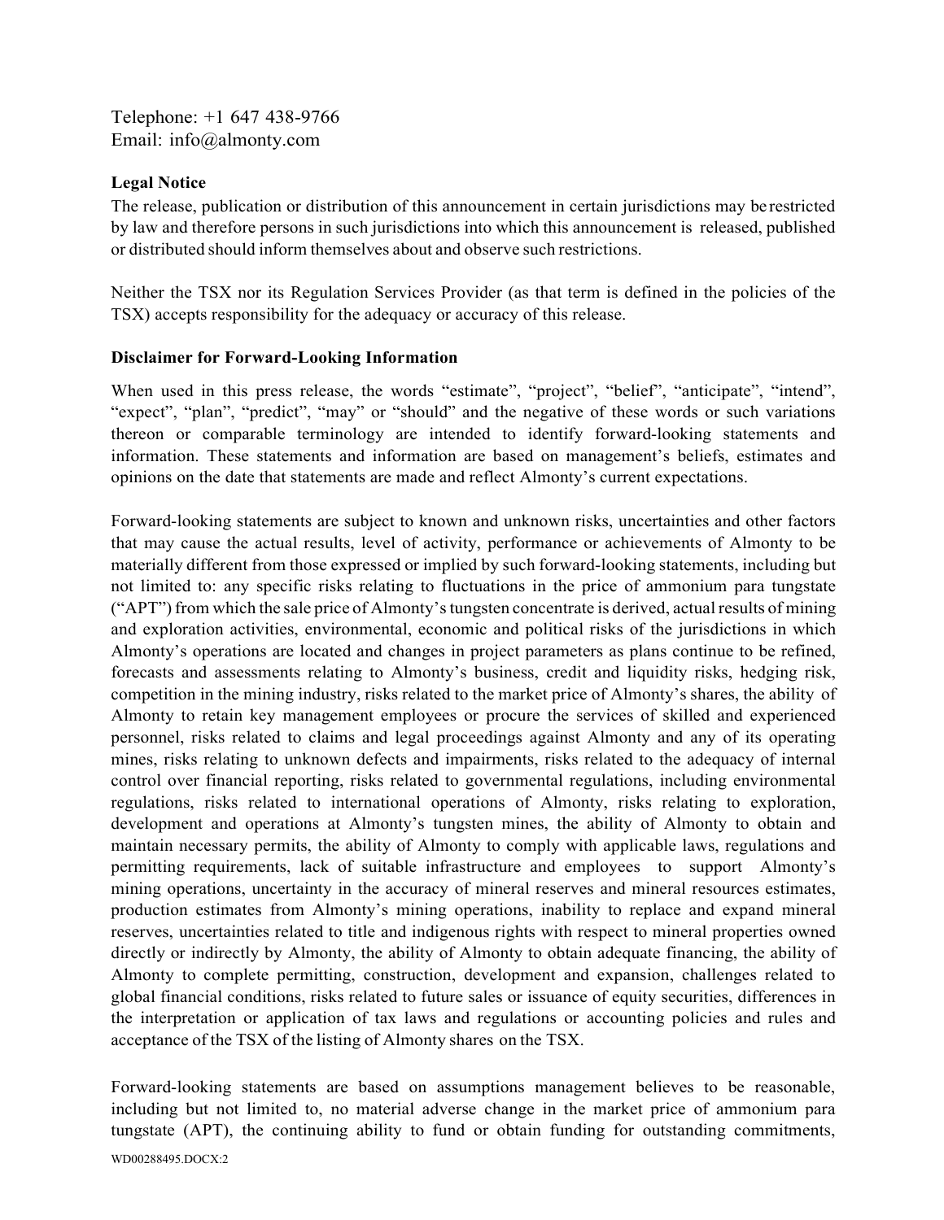Telephone: +1 647 438-9766
Email: info@almonty.com

**Legal Notice**

The release, publication or distribution of this announcement in certain jurisdictions may be restricted by law and therefore persons in such jurisdictions into which this announcement is released, published or distributed should inform themselves about and observe such restrictions.

Neither the TSX nor its Regulation Services Provider (as that term is defined in the policies of the TSX) accepts responsibility for the adequacy or accuracy of this release.

**Disclaimer for Forward-Looking Information**

When used in this press release, the words “estimate”, “project”, “belief”, “anticipate”, “intend”, “expect”, “plan”, “predict”, “may” or “should” and the negative of these words or such variations thereon or comparable terminology are intended to identify forward-looking statements and information. These statements and information are based on management’s beliefs, estimates and opinions on the date that statements are made and reflect Almonty’s current expectations.

Forward-looking statements are subject to known and unknown risks, uncertainties and other factors that may cause the actual results, level of activity, performance or achievements of Almonty to be materially different from those expressed or implied by such forward-looking statements, including but not limited to: any specific risks relating to fluctuations in the price of ammonium para tungstate (“APT”) from which the sale price of Almonty’s tungsten concentrate is derived, actual results of mining and exploration activities, environmental, economic and political risks of the jurisdictions in which Almonty’s operations are located and changes in project parameters as plans continue to be refined, forecasts and assessments relating to Almonty’s business, credit and liquidity risks, hedging risk, competition in the mining industry, risks related to the market price of Almonty’s shares, the ability of Almonty to retain key management employees or procure the services of skilled and experienced personnel, risks related to claims and legal proceedings against Almonty and any of its operating mines, risks relating to unknown defects and impairments, risks related to the adequacy of internal control over financial reporting, risks related to governmental regulations, including environmental regulations, risks related to international operations of Almonty, risks relating to exploration, development and operations at Almonty’s tungsten mines, the ability of Almonty to obtain and maintain necessary permits, the ability of Almonty to comply with applicable laws, regulations and permitting requirements, lack of suitable infrastructure and employees to support Almonty’s mining operations, uncertainty in the accuracy of mineral reserves and mineral resources estimates, production estimates from Almonty’s mining operations, inability to replace and expand mineral reserves, uncertainties related to title and indigenous rights with respect to mineral properties owned directly or indirectly by Almonty, the ability of Almonty to obtain adequate financing, the ability of Almonty to complete permitting, construction, development and expansion, challenges related to global financial conditions, risks related to future sales or issuance of equity securities, differences in the interpretation or application of tax laws and regulations or accounting policies and rules and acceptance of the TSX of the listing of Almonty shares on the TSX.

Forward-looking statements are based on assumptions management believes to be reasonable, including but not limited to, no material adverse change in the market price of ammonium para tungstate (APT), the continuing ability to fund or obtain funding for outstanding commitments,

WD00288495.DOCX:2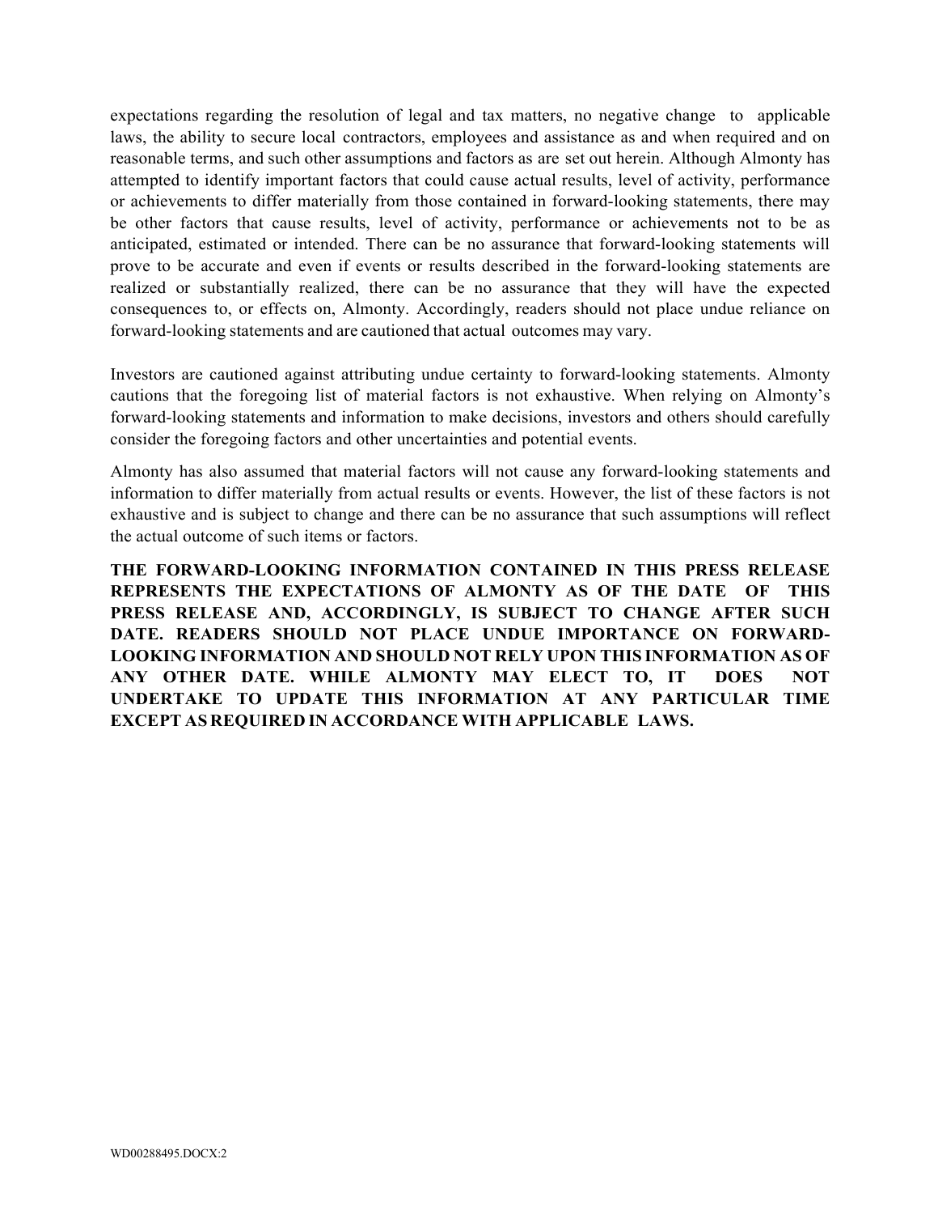expectations regarding the resolution of legal and tax matters, no negative change to applicable laws, the ability to secure local contractors, employees and assistance as and when required and on reasonable terms, and such other assumptions and factors as are set out herein. Although Almonty has attempted to identify important factors that could cause actual results, level of activity, performance or achievements to differ materially from those contained in forward-looking statements, there may be other factors that cause results, level of activity, performance or achievements not to be as anticipated, estimated or intended. There can be no assurance that forward-looking statements will prove to be accurate and even if events or results described in the forward-looking statements are realized or substantially realized, there can be no assurance that they will have the expected consequences to, or effects on, Almonty. Accordingly, readers should not place undue reliance on forward-looking statements and are cautioned that actual outcomes may vary.

Investors are cautioned against attributing undue certainty to forward-looking statements. Almonty cautions that the foregoing list of material factors is not exhaustive. When relying on Almonty's forward-looking statements and information to make decisions, investors and others should carefully consider the foregoing factors and other uncertainties and potential events.

Almonty has also assumed that material factors will not cause any forward-looking statements and information to differ materially from actual results or events. However, the list of these factors is not exhaustive and is subject to change and there can be no assurance that such assumptions will reflect the actual outcome of such items or factors.

**THE FORWARD-LOOKING INFORMATION CONTAINED IN THIS PRESS RELEASE REPRESENTS THE EXPECTATIONS OF ALMONTY AS OF THE DATE OF THIS PRESS RELEASE AND, ACCORDINGLY, IS SUBJECT TO CHANGE AFTER SUCH DATE. READERS SHOULD NOT PLACE UNDUE IMPORTANCE ON FORWARD-LOOKING INFORMATION AND SHOULD NOT RELY UPON THIS INFORMATION AS OF ANY OTHER DATE. WHILE ALMONTY MAY ELECT TO, IT DOES NOT UNDERTAKE TO UPDATE THIS INFORMATION AT ANY PARTICULAR TIME EXCEPT AS REQUIRED IN ACCORDANCE WITH APPLICABLE LAWS.**